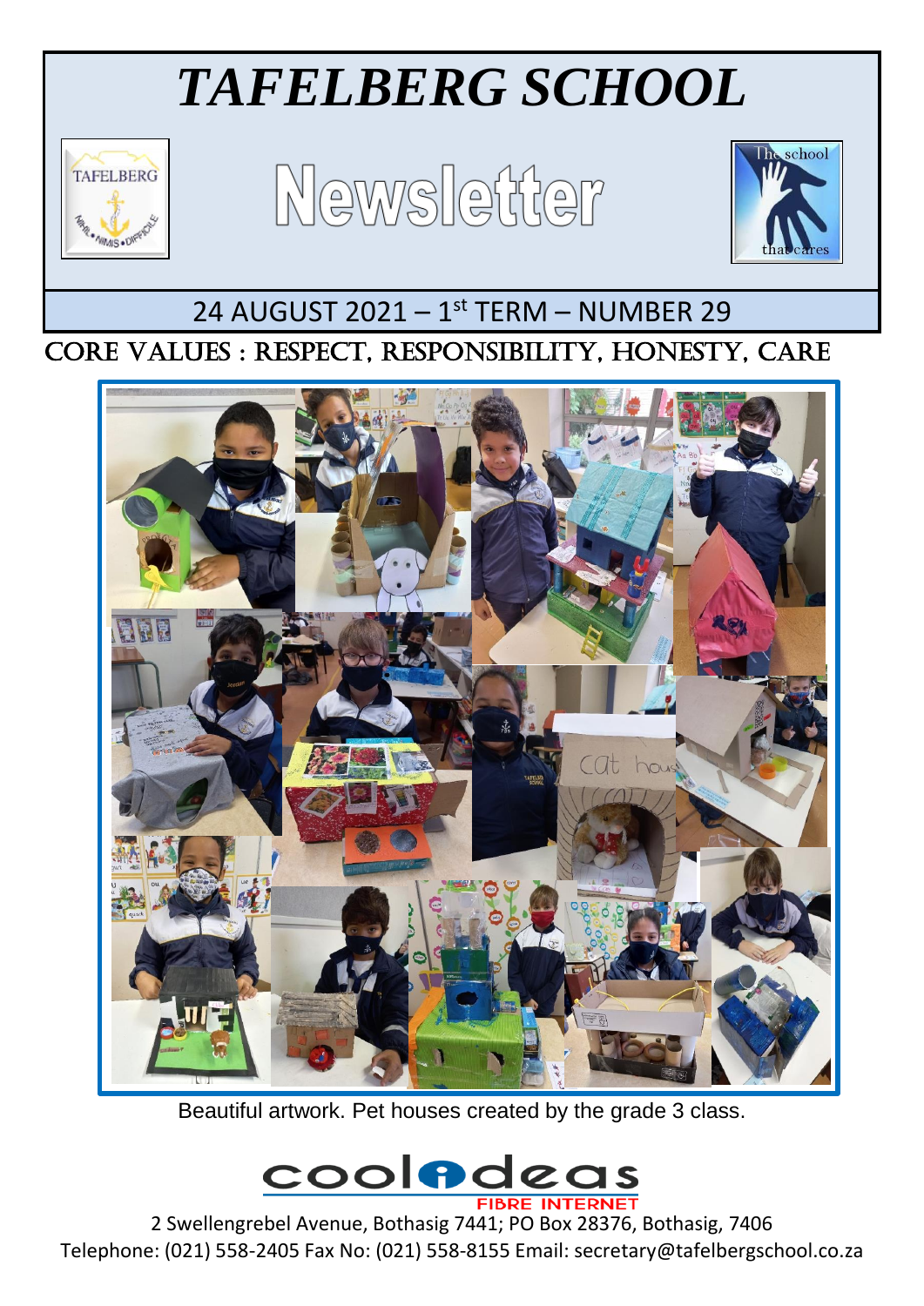# TAFELBERG SCHOOL

## Newsletter

24 AUGUST 2021 – 1st TERM – NUMBER 29

CORE VALUES : RESPECT, RESPONSIBILITY, HONESTY, CARE

Beautiful artwork. Pet houses created by the grade 3 class.

2 Swellengrebel Avenue, Bothasig 7441; PO Box 28376, Bothasig, 7406
Telephone: (021) 558-2405 Fax No: (021) 558-8155 Email: secretary@tafelbergschool.co.za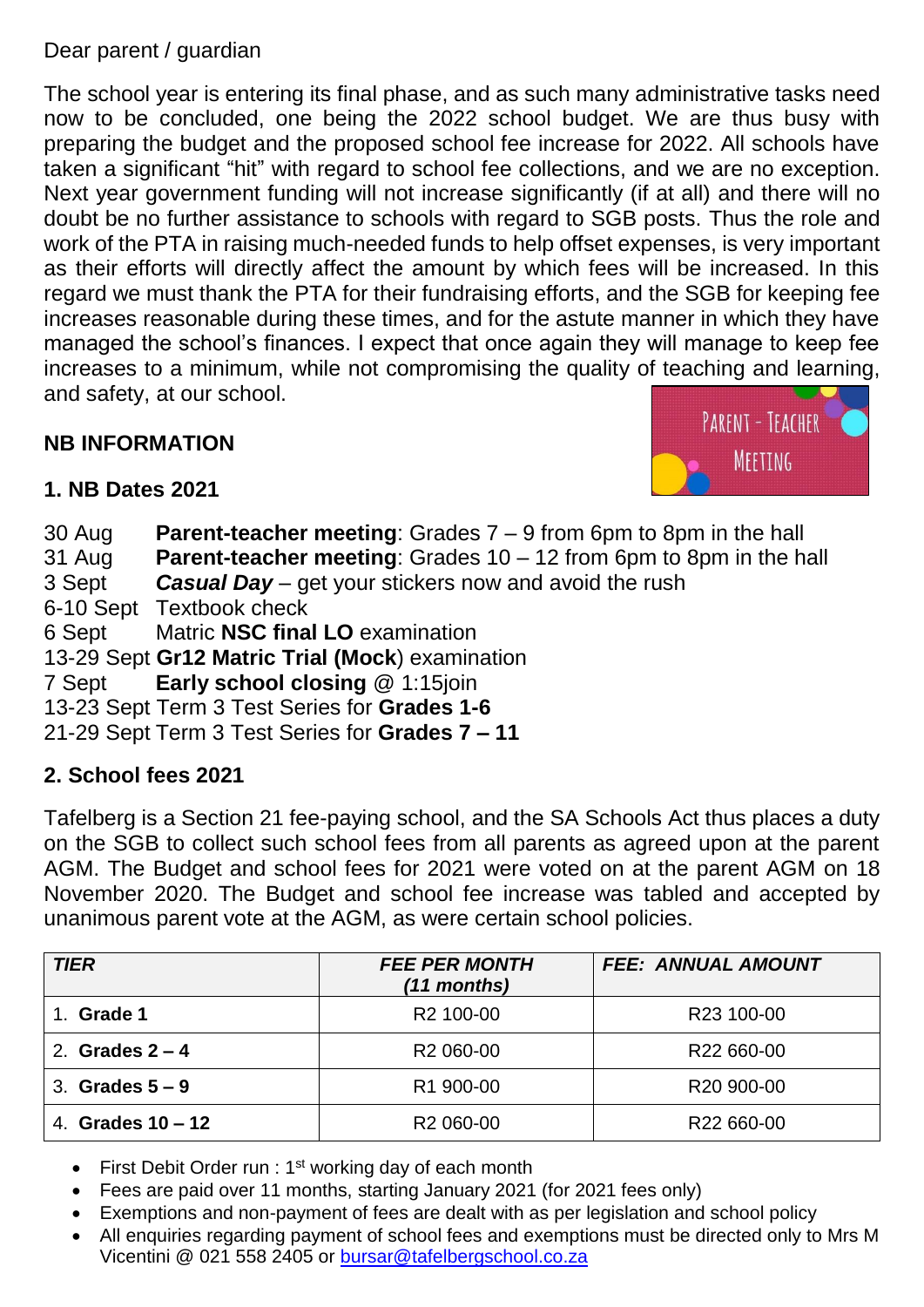Dear parent / guardian

The school year is entering its final phase, and as such many administrative tasks need now to be concluded, one being the 2022 school budget. We are thus busy with preparing the budget and the proposed school fee increase for 2022. All schools have taken a significant "hit" with regard to school fee collections, and we are no exception. Next year government funding will not increase significantly (if at all) and there will no doubt be no further assistance to schools with regard to SGB posts. Thus the role and work of the PTA in raising much-needed funds to help offset expenses, is very important as their efforts will directly affect the amount by which fees will be increased. In this regard we must thank the PTA for their fundraising efforts, and the SGB for keeping fee increases reasonable during these times, and for the astute manner in which they have managed the school's finances. I expect that once again they will manage to keep fee increases to a minimum, while not compromising the quality of teaching and learning, and safety, at our school.

## NB INFORMATION

### 1. NB Dates 2021

30 Aug **Parent-teacher meeting**: Grades 7 – 9 from 6pm to 8pm in the hall
31 Aug **Parent-teacher meeting**: Grades 10 – 12 from 6pm to 8pm in the hall
3 Sept ***Casual Day*** – get your stickers now and avoid the rush
6-10 Sept Textbook check
6 Sept Matric **NSC final LO** examination
13-29 Sept **Gr12 Matric Trial (Mock**) examination
7 Sept **Early school closing** @ 1:15join
13-23 Sept Term 3 Test Series for **Grades 1-6**
21-29 Sept Term 3 Test Series for **Grades 7 – 11**

### 2. School fees 2021

Tafelberg is a Section 21 fee-paying school, and the SA Schools Act thus places a duty on the SGB to collect such school fees from all parents as agreed upon at the parent AGM. The Budget and school fees for 2021 were voted on at the parent AGM on 18 November 2020. The Budget and school fee increase was tabled and accepted by unanimous parent vote at the AGM, as were certain school policies.

| ***TIER*** | ***FEE PER MONTH (11 months)*** | ***FEE: ANNUAL AMOUNT*** |
|---|---|---|
| 1. **Grade 1** | R2 100-00 | R23 100-00 |
| 2. **Grades 2 – 4** | R2 060-00 | R22 660-00 |
| 3. **Grades 5 – 9** | R1 900-00 | R20 900-00 |
| 4. **Grades 10 – 12** | R2 060-00 | R22 660-00 |

- First Debit Order run : 1st working day of each month
- Fees are paid over 11 months, starting January 2021 (for 2021 fees only)
- Exemptions and non-payment of fees are dealt with as per legislation and school policy
- All enquiries regarding payment of school fees and exemptions must be directed only to Mrs M Vicentini @ 021 558 2405 or bursar@tafelbergschool.co.za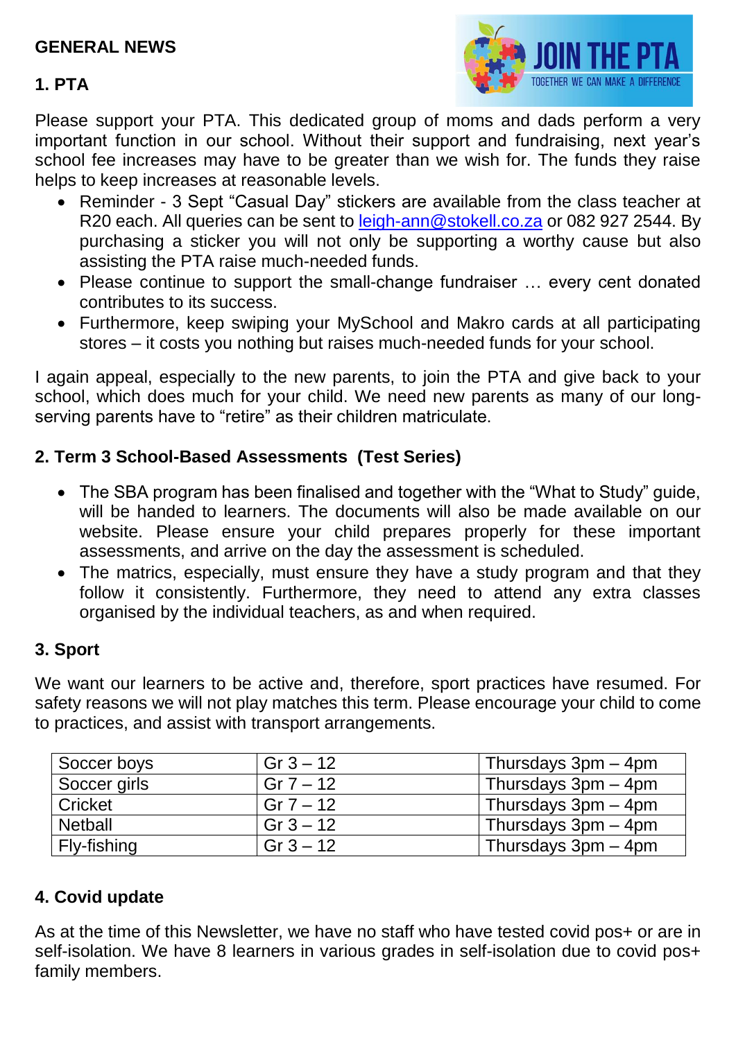## GENERAL NEWS

### 1. PTA

JOIN THE PTA
TOGETHER WE CAN MAKE A DIFFERENCE

Please support your PTA. This dedicated group of moms and dads perform a very important function in our school. Without their support and fundraising, next year's school fee increases may have to be greater than we wish for. The funds they raise helps to keep increases at reasonable levels.

- Reminder - 3 Sept "Casual Day" stickers are available from the class teacher at R20 each. All queries can be sent to leigh-ann@stokell.co.za or 082 927 2544. By purchasing a sticker you will not only be supporting a worthy cause but also assisting the PTA raise much-needed funds.
- Please continue to support the small-change fundraiser … every cent donated contributes to its success.
- Furthermore, keep swiping your MySchool and Makro cards at all participating stores – it costs you nothing but raises much-needed funds for your school.

I again appeal, especially to the new parents, to join the PTA and give back to your school, which does much for your child. We need new parents as many of our long-serving parents have to "retire" as their children matriculate.

### 2. Term 3 School-Based Assessments (Test Series)

- The SBA program has been finalised and together with the "What to Study" guide, will be handed to learners. The documents will also be made available on our website. Please ensure your child prepares properly for these important assessments, and arrive on the day the assessment is scheduled.
- The matrics, especially, must ensure they have a study program and that they follow it consistently. Furthermore, they need to attend any extra classes organised by the individual teachers, as and when required.

### 3. Sport

We want our learners to be active and, therefore, sport practices have resumed. For safety reasons we will not play matches this term. Please encourage your child to come to practices, and assist with transport arrangements.

| Soccer boys | Gr 3 – 12 | Thursdays 3pm – 4pm |
|---|---|---|
| Soccer girls | Gr 7 – 12 | Thursdays 3pm – 4pm |
| Cricket | Gr 7 – 12 | Thursdays 3pm – 4pm |
| Netball | Gr 3 – 12 | Thursdays 3pm – 4pm |
| Fly-fishing | Gr 3 – 12 | Thursdays 3pm – 4pm |

### 4. Covid update

As at the time of this Newsletter, we have no staff who have tested covid pos+ or are in self-isolation. We have 8 learners in various grades in self-isolation due to covid pos+ family members.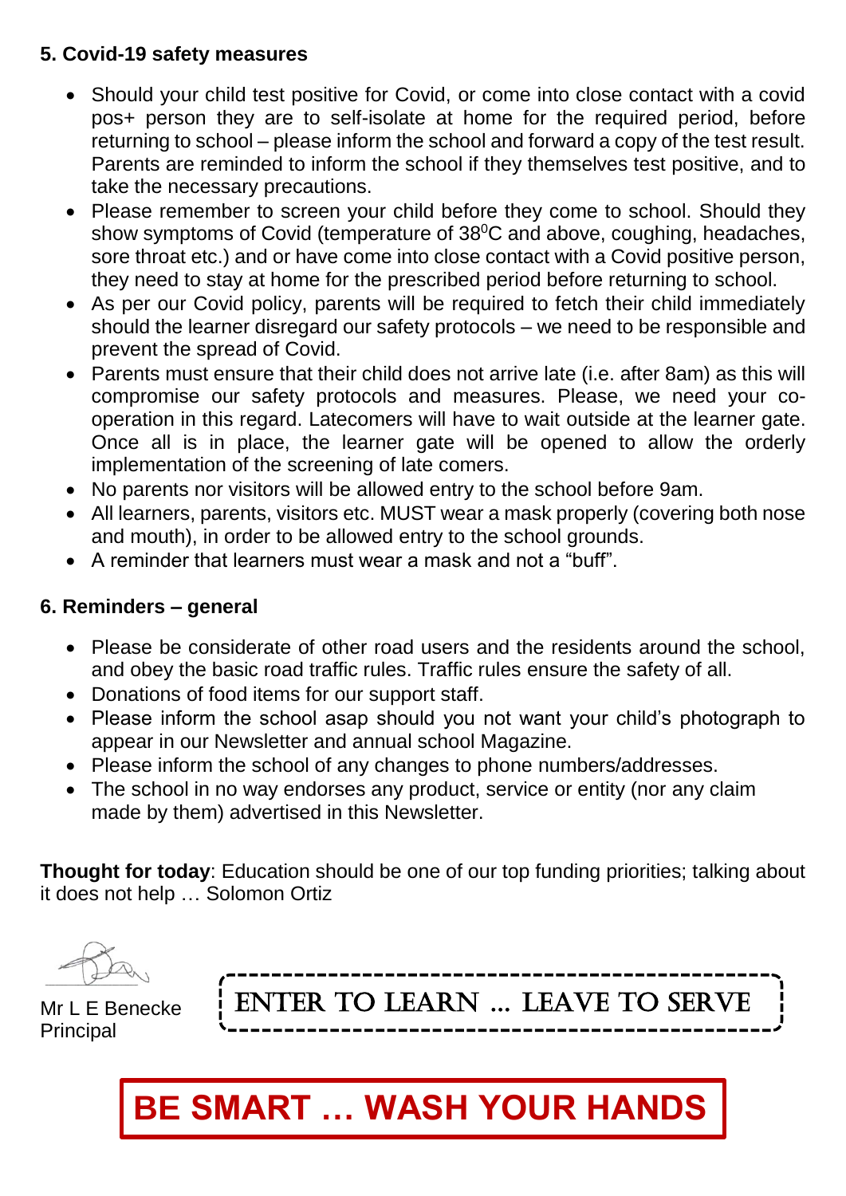**5. Covid-19 safety measures**

- Should your child test positive for Covid, or come into close contact with a covid pos+ person they are to self-isolate at home for the required period, before returning to school – please inform the school and forward a copy of the test result. Parents are reminded to inform the school if they themselves test positive, and to take the necessary precautions.
- Please remember to screen your child before they come to school. Should they show symptoms of Covid (temperature of $38^0$C and above, coughing, headaches, sore throat etc.) and or have come into close contact with a Covid positive person, they need to stay at home for the prescribed period before returning to school.
- As per our Covid policy, parents will be required to fetch their child immediately should the learner disregard our safety protocols – we need to be responsible and prevent the spread of Covid.
- Parents must ensure that their child does not arrive late (i.e. after 8am) as this will compromise our safety protocols and measures. Please, we need your co-operation in this regard. Latecomers will have to wait outside at the learner gate. Once all is in place, the learner gate will be opened to allow the orderly implementation of the screening of late comers.
- No parents nor visitors will be allowed entry to the school before 9am.
- All learners, parents, visitors etc. MUST wear a mask properly (covering both nose and mouth), in order to be allowed entry to the school grounds.
- A reminder that learners must wear a mask and not a "buff".

**6. Reminders – general**

- Please be considerate of other road users and the residents around the school, and obey the basic road traffic rules. Traffic rules ensure the safety of all.
- Donations of food items for our support staff.
- Please inform the school asap should you not want your child's photograph to appear in our Newsletter and annual school Magazine.
- Please inform the school of any changes to phone numbers/addresses.
- The school in no way endorses any product, service or entity (nor any claim made by them) advertised in this Newsletter.

**Thought for today**: Education should be one of our top funding priorities; talking about it does not help … Solomon Ortiz

Mr L E Benecke
Principal

ENTER TO LEARN … LEAVE TO SERVE

**BE SMART … WASH YOUR HANDS**